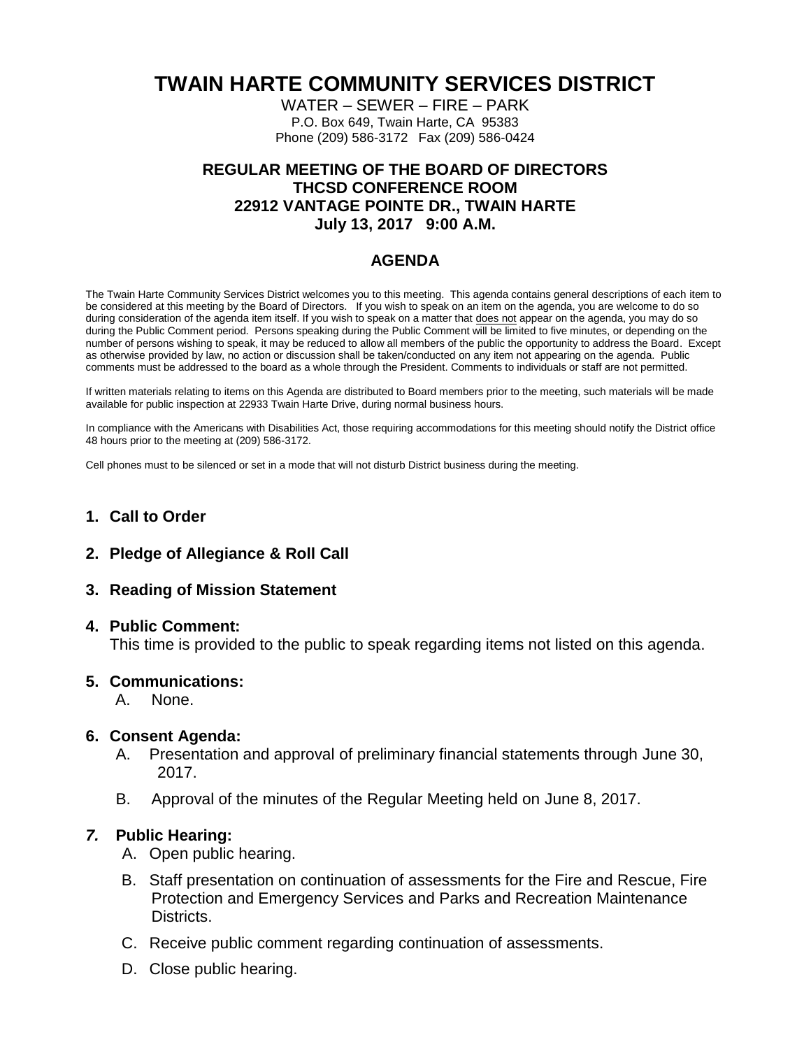# TWAIN HARTE COMMUNITY SERVICES DISTRICT

WATER – SEWER – FIRE – PARK
P.O. Box 649, Twain Harte, CA 95383
Phone (209) 586-3172 Fax (209) 586-0424

## REGULAR MEETING OF THE BOARD OF DIRECTORS
## THCSD CONFERENCE ROOM
## 22912 VANTAGE POINTE DR., TWAIN HARTE
## July 13, 2017 9:00 A.M.

## AGENDA

The Twain Harte Community Services District welcomes you to this meeting. This agenda contains general descriptions of each item to be considered at this meeting by the Board of Directors. If you wish to speak on an item on the agenda, you are welcome to do so during consideration of the agenda item itself. If you wish to speak on a matter that does not appear on the agenda, you may do so during the Public Comment period. Persons speaking during the Public Comment will be limited to five minutes, or depending on the number of persons wishing to speak, it may be reduced to allow all members of the public the opportunity to address the Board. Except as otherwise provided by law, no action or discussion shall be taken/conducted on any item not appearing on the agenda. Public comments must be addressed to the board as a whole through the President. Comments to individuals or staff are not permitted.

If written materials relating to items on this Agenda are distributed to Board members prior to the meeting, such materials will be made available for public inspection at 22933 Twain Harte Drive, during normal business hours.

In compliance with the Americans with Disabilities Act, those requiring accommodations for this meeting should notify the District office 48 hours prior to the meeting at (209) 586-3172.

Cell phones must to be silenced or set in a mode that will not disturb District business during the meeting.

**1. Call to Order**

**2. Pledge of Allegiance & Roll Call**

**3. Reading of Mission Statement**

**4. Public Comment:**
This time is provided to the public to speak regarding items not listed on this agenda.

**5. Communications:**
   A. None.

**6. Consent Agenda:**
   A. Presentation and approval of preliminary financial statements through June 30, 2017.
   B. Approval of the minutes of the Regular Meeting held on June 8, 2017.

***7.* Public Hearing:**
   A. Open public hearing.
   B. Staff presentation on continuation of assessments for the Fire and Rescue, Fire Protection and Emergency Services and Parks and Recreation Maintenance Districts.
   C. Receive public comment regarding continuation of assessments.
   D. Close public hearing.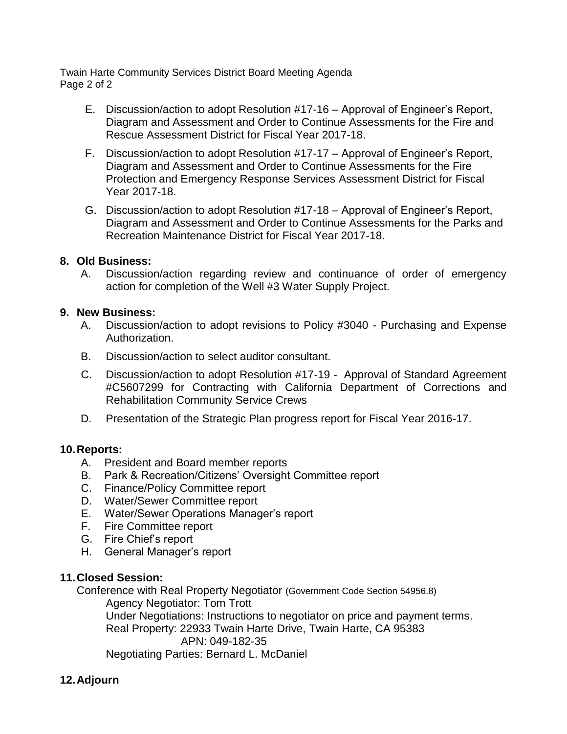E. Discussion/action to adopt Resolution #17-16 – Approval of Engineer's Report, Diagram and Assessment and Order to Continue Assessments for the Fire and Rescue Assessment District for Fiscal Year 2017-18.

F. Discussion/action to adopt Resolution #17-17 – Approval of Engineer's Report, Diagram and Assessment and Order to Continue Assessments for the Fire Protection and Emergency Response Services Assessment District for Fiscal Year 2017-18.

G. Discussion/action to adopt Resolution #17-18 – Approval of Engineer's Report, Diagram and Assessment and Order to Continue Assessments for the Parks and Recreation Maintenance District for Fiscal Year 2017-18.

**8. Old Business:**

A. Discussion/action regarding review and continuance of order of emergency action for completion of the Well #3 Water Supply Project.

**9. New Business:**

A. Discussion/action to adopt revisions to Policy #3040 - Purchasing and Expense Authorization.

B. Discussion/action to select auditor consultant.

C. Discussion/action to adopt Resolution #17-19 - Approval of Standard Agreement #C5607299 for Contracting with California Department of Corrections and Rehabilitation Community Service Crews

D. Presentation of the Strategic Plan progress report for Fiscal Year 2016-17.

**10. Reports:**

A. President and Board member reports
B. Park & Recreation/Citizens' Oversight Committee report
C. Finance/Policy Committee report
D. Water/Sewer Committee report
E. Water/Sewer Operations Manager's report
F. Fire Committee report
G. Fire Chief's report
H. General Manager's report

**11. Closed Session:**

Conference with Real Property Negotiator (Government Code Section 54956.8)

Agency Negotiator: Tom Trott
Under Negotiations: Instructions to negotiator on price and payment terms.
Real Property: 22933 Twain Harte Drive, Twain Harte, CA 95383
APN: 049-182-35
Negotiating Parties: Bernard L. McDaniel

**12. Adjourn**